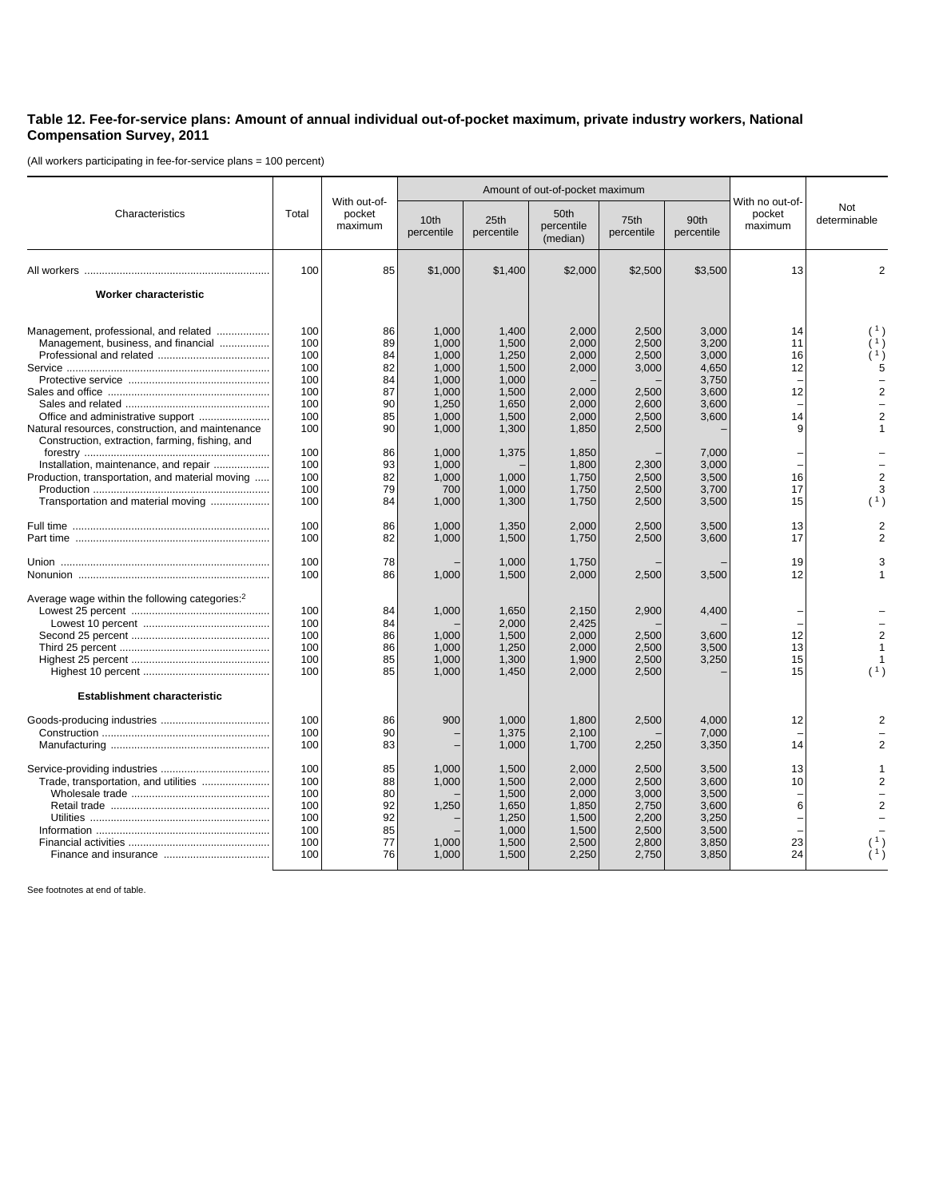**Table 12. Fee-for-service plans: Amount of annual individual out-of-pocket maximum, private industry workers, National Compensation Survey, 2011**

(All workers participating in fee-for-service plans = 100 percent)

| Characteristics | Total | With out-of-pocket maximum | Amount of out-of-pocket maximum | | | | | With no out-of-pocket maximum | Not determinable |
|---|---|---|---|---|---|---|---|---|---|
| | | | 10th percentile | 25th percentile | 50th percentile (median) | 75th percentile | 90th percentile | | |
| All workers | 100 | 85 | $1,000 | $1,400 | $2,000 | $2,500 | $3,500 | 13 | 2 |
| **Worker characteristic** | | | | | | | | | |
| Management, professional, and related | 100 | 86 | 1,000 | 1,400 | 2,000 | 2,500 | 3,000 | 14 | ( [1] ) |
| Management, business, and financial | 100 | 89 | 1,000 | 1,500 | 2,000 | 2,500 | 3,200 | 11 | ( [1] ) |
| Professional and related | 100 | 84 | 1,000 | 1,250 | 2,000 | 2,500 | 3,000 | 16 | ( [1] ) |
| Service | 100 | 82 | 1,000 | 1,500 | 2,000 | 3,000 | 4,650 | 12 | 5 |
| Protective service | 100 | 84 | 1,000 | 1,000 | – | – | 3,750 | – | – |
| Sales and office | 100 | 87 | 1,000 | 1,500 | 2,000 | 2,500 | 3,600 | 12 | 2 |
| Sales and related | 100 | 90 | 1,250 | 1,650 | 2,000 | 2,600 | 3,600 | – | – |
| Office and administrative support | 100 | 85 | 1,000 | 1,500 | 2,000 | 2,500 | 3,600 | 14 | 2 |
| Natural resources, construction, and maintenance | 100 | 90 | 1,000 | 1,300 | 1,850 | 2,500 | – | 9 | 1 |
| Construction, extraction, farming, fishing, and forestry | 100 | 86 | 1,000 | 1,375 | 1,850 | – | 7,000 | – | – |
| Installation, maintenance, and repair | 100 | 93 | 1,000 | – | 1,800 | 2,300 | 3,000 | – | – |
| Production, transportation, and material moving | 100 | 82 | 1,000 | 1,000 | 1,750 | 2,500 | 3,500 | 16 | 2 |
| Production | 100 | 79 | 700 | 1,000 | 1,750 | 2,500 | 3,700 | 17 | 3 |
| Transportation and material moving | 100 | 84 | 1,000 | 1,300 | 1,750 | 2,500 | 3,500 | 15 | ( [1] ) |
| Full time | 100 | 86 | 1,000 | 1,350 | 2,000 | 2,500 | 3,500 | 13 | 2 |
| Part time | 100 | 82 | 1,000 | 1,500 | 1,750 | 2,500 | 3,600 | 17 | 2 |
| Union | 100 | 78 | – | 1,000 | 1,750 | – | – | 19 | 3 |
| Nonunion | 100 | 86 | 1,000 | 1,500 | 2,000 | 2,500 | 3,500 | 12 | 1 |
| Average wage within the following categories:[2] | | | | | | | | | |
| Lowest 25 percent | 100 | 84 | 1,000 | 1,650 | 2,150 | 2,900 | 4,400 | – | – |
| Lowest 10 percent | 100 | 84 | – | 2,000 | 2,425 | – | – | – | – |
| Second 25 percent | 100 | 86 | 1,000 | 1,500 | 2,000 | 2,500 | 3,600 | 12 | 2 |
| Third 25 percent | 100 | 86 | 1,000 | 1,250 | 2,000 | 2,500 | 3,500 | 13 | 1 |
| Highest 25 percent | 100 | 85 | 1,000 | 1,300 | 1,900 | 2,500 | 3,250 | 15 | 1 |
| Highest 10 percent | 100 | 85 | 1,000 | 1,450 | 2,000 | 2,500 | – | 15 | ( [1] ) |
| **Establishment characteristic** | | | | | | | | | |
| Goods-producing industries | 100 | 86 | 900 | 1,000 | 1,800 | 2,500 | 4,000 | 12 | 2 |
| Construction | 100 | 90 | – | 1,375 | 2,100 | – | 7,000 | – | – |
| Manufacturing | 100 | 83 | – | 1,000 | 1,700 | 2,250 | 3,350 | 14 | 2 |
| Service-providing industries | 100 | 85 | 1,000 | 1,500 | 2,000 | 2,500 | 3,500 | 13 | 1 |
| Trade, transportation, and utilities | 100 | 88 | 1,000 | 1,500 | 2,000 | 2,500 | 3,600 | 10 | 2 |
| Wholesale trade | 100 | 80 | – | 1,500 | 2,000 | 3,000 | 3,500 | – | – |
| Retail trade | 100 | 92 | 1,250 | 1,650 | 1,850 | 2,750 | 3,600 | 6 | 2 |
| Utilities | 100 | 92 | – | 1,250 | 1,500 | 2,200 | 3,250 | – | – |
| Information | 100 | 85 | – | 1,000 | 1,500 | 2,500 | 3,500 | – | – |
| Financial activities | 100 | 77 | 1,000 | 1,500 | 2,500 | 2,800 | 3,850 | 23 | ( [1] ) |
| Finance and insurance | 100 | 76 | 1,000 | 1,500 | 2,250 | 2,750 | 3,850 | 24 | ( [1] ) |

See footnotes at end of table.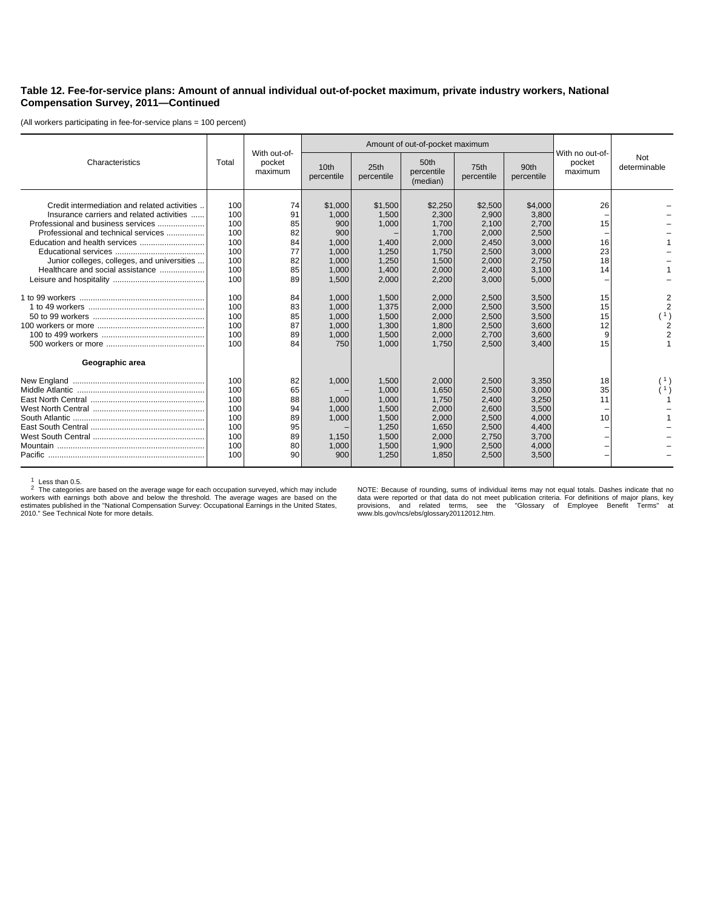**Table 12. Fee-for-service plans: Amount of annual individual out-of-pocket maximum, private industry workers, National Compensation Survey, 2011—Continued**

(All workers participating in fee-for-service plans = 100 percent)

| Characteristics | Total | With out-of-pocket maximum | Amount of out-of-pocket maximum | | | | | With no out-of-pocket maximum | Not determinable |
|---|---|---|---|---|---|---|---|---|---|
| | | | 10th percentile | 25th percentile | 50th percentile (median) | 75th percentile | 90th percentile | | |
| Credit intermediation and related activities | 100 | 74 | $1,000 | $1,500 | $2,250 | $2,500 | $4,000 | 26 | – |
| Insurance carriers and related activities | 100 | 91 | 1,000 | 1,500 | 2,300 | 2,900 | 3,800 | – | – |
| Professional and business services | 100 | 85 | 900 | 1,000 | 1,700 | 2,100 | 2,700 | 15 | – |
| Professional and technical services | 100 | 82 | 900 | – | 1,700 | 2,000 | 2,500 | – | – |
| Education and health services | 100 | 84 | 1,000 | 1,400 | 2,000 | 2,450 | 3,000 | 16 | 1 |
| Educational services | 100 | 77 | 1,000 | 1,250 | 1,750 | 2,500 | 3,000 | 23 | – |
| Junior colleges, colleges, and universities | 100 | 82 | 1,000 | 1,250 | 1,500 | 2,000 | 2,750 | 18 | – |
| Healthcare and social assistance | 100 | 85 | 1,000 | 1,400 | 2,000 | 2,400 | 3,100 | 14 | 1 |
| Leisure and hospitality | 100 | 89 | 1,500 | 2,000 | 2,200 | 3,000 | 5,000 | – | – |
| 1 to 99 workers | 100 | 84 | 1,000 | 1,500 | 2,000 | 2,500 | 3,500 | 15 | 2 |
| 1 to 49 workers | 100 | 83 | 1,000 | 1,375 | 2,000 | 2,500 | 3,500 | 15 | 2 |
| 50 to 99 workers | 100 | 85 | 1,000 | 1,500 | 2,000 | 2,500 | 3,500 | 15 | (1) |
| 100 workers or more | 100 | 87 | 1,000 | 1,300 | 1,800 | 2,500 | 3,600 | 12 | 2 |
| 100 to 499 workers | 100 | 89 | 1,000 | 1,500 | 2,000 | 2,700 | 3,600 | 9 | 2 |
| 500 workers or more | 100 | 84 | 750 | 1,000 | 1,750 | 2,500 | 3,400 | 15 | 1 |
| **Geographic area** | | | | | | | | | |
| New England | 100 | 82 | 1,000 | 1,500 | 2,000 | 2,500 | 3,350 | 18 | (1) |
| Middle Atlantic | 100 | 65 | – | 1,000 | 1,650 | 2,500 | 3,000 | 35 | (1) |
| East North Central | 100 | 88 | 1,000 | 1,000 | 1,750 | 2,400 | 3,250 | 11 | 1 |
| West North Central | 100 | 94 | 1,000 | 1,500 | 2,000 | 2,600 | 3,500 | – | – |
| South Atlantic | 100 | 89 | 1,000 | 1,500 | 2,000 | 2,500 | 4,000 | 10 | 1 |
| East South Central | 100 | 95 | – | 1,250 | 1,650 | 2,500 | 4,400 | – | – |
| West South Central | 100 | 89 | 1,150 | 1,500 | 2,000 | 2,750 | 3,700 | – | – |
| Mountain | 100 | 80 | 1,000 | 1,500 | 1,900 | 2,500 | 4,000 | – | – |
| Pacific | 100 | 90 | 900 | 1,250 | 1,850 | 2,500 | 3,500 | – | – |

[1] Less than 0.5.

[2] The categories are based on the average wage for each occupation surveyed, which may include workers with earnings both above and below the threshold. The average wages are based on the estimates published in the "National Compensation Survey: Occupational Earnings in the United States, 2010." See Technical Note for more details.

NOTE: Because of rounding, sums of individual items may not equal totals. Dashes indicate that no data were reported or that data do not meet publication criteria. For definitions of major plans, key provisions, and related terms, see the "Glossary of Employee Benefit Terms" at www.bls.gov/ncs/ebs/glossary20112012.htm.